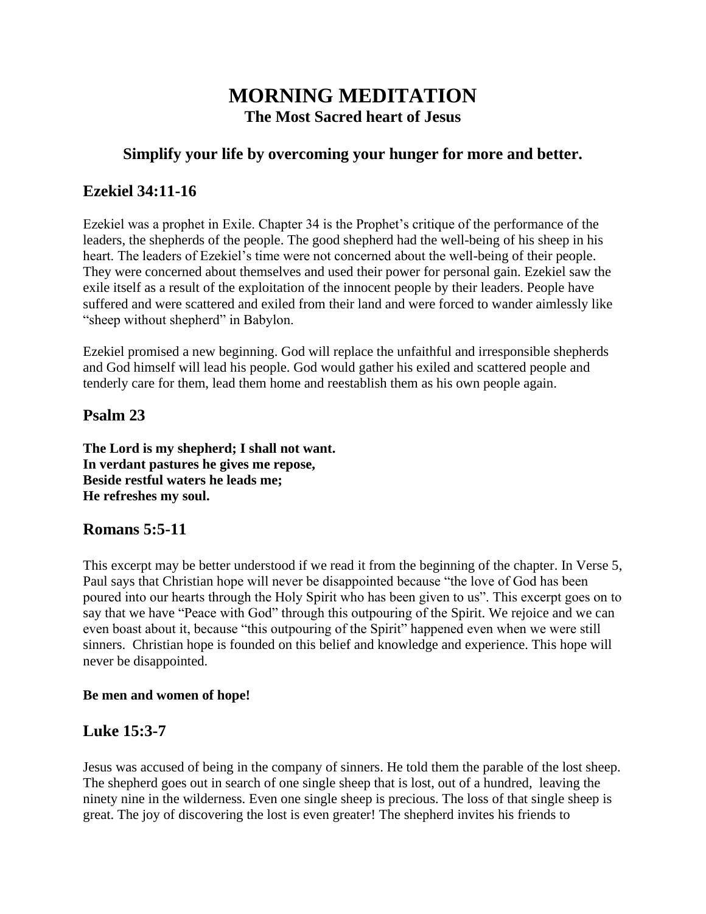# MORNING MEDITATION

**The Most Sacred heart of Jesus**

### Simplify your life by overcoming your hunger for more and better.

## Ezekiel 34:11-16

Ezekiel was a prophet in Exile. Chapter 34 is the Prophet's critique of the performance of the leaders, the shepherds of the people. The good shepherd had the well-being of his sheep in his heart. The leaders of Ezekiel's time were not concerned about the well-being of their people. They were concerned about themselves and used their power for personal gain. Ezekiel saw the exile itself as a result of the exploitation of the innocent people by their leaders. People have suffered and were scattered and exiled from their land and were forced to wander aimlessly like "sheep without shepherd" in Babylon.

Ezekiel promised a new beginning. God will replace the unfaithful and irresponsible shepherds and God himself will lead his people. God would gather his exiled and scattered people and tenderly care for them, lead them home and reestablish them as his own people again.

## Psalm 23

**The Lord is my shepherd; I shall not want.**
**In verdant pastures he gives me repose,**
**Beside restful waters he leads me;**
**He refreshes my soul.**

## Romans 5:5-11

This excerpt may be better understood if we read it from the beginning of the chapter. In Verse 5, Paul says that Christian hope will never be disappointed because "the love of God has been poured into our hearts through the Holy Spirit who has been given to us". This excerpt goes on to say that we have "Peace with God" through this outpouring of the Spirit. We rejoice and we can even boast about it, because "this outpouring of the Spirit" happened even when we were still sinners. Christian hope is founded on this belief and knowledge and experience. This hope will never be disappointed.

**Be men and women of hope!**

## Luke 15:3-7

Jesus was accused of being in the company of sinners. He told them the parable of the lost sheep. The shepherd goes out in search of one single sheep that is lost, out of a hundred, leaving the ninety nine in the wilderness. Even one single sheep is precious. The loss of that single sheep is great. The joy of discovering the lost is even greater! The shepherd invites his friends to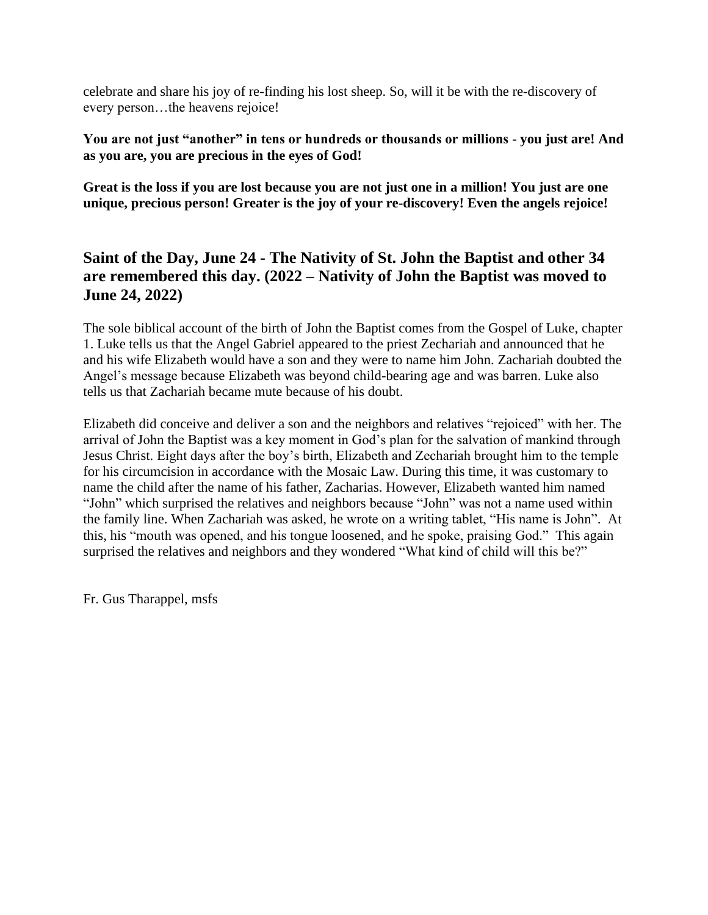celebrate and share his joy of re-finding his lost sheep. So, will it be with the re-discovery of every person…the heavens rejoice!

**You are not just "another" in tens or hundreds or thousands or millions - you just are! And as you are, you are precious in the eyes of God!**

**Great is the loss if you are lost because you are not just one in a million! You just are one unique, precious person! Greater is the joy of your re-discovery! Even the angels rejoice!**

## Saint of the Day, June 24 - The Nativity of St. John the Baptist and other 34 are remembered this day. (2022 – Nativity of John the Baptist was moved to June 24, 2022)

The sole biblical account of the birth of John the Baptist comes from the Gospel of Luke, chapter 1. Luke tells us that the Angel Gabriel appeared to the priest Zechariah and announced that he and his wife Elizabeth would have a son and they were to name him John. Zachariah doubted the Angel's message because Elizabeth was beyond child-bearing age and was barren. Luke also tells us that Zachariah became mute because of his doubt.

Elizabeth did conceive and deliver a son and the neighbors and relatives "rejoiced" with her. The arrival of John the Baptist was a key moment in God's plan for the salvation of mankind through Jesus Christ. Eight days after the boy's birth, Elizabeth and Zechariah brought him to the temple for his circumcision in accordance with the Mosaic Law. During this time, it was customary to name the child after the name of his father, Zacharias. However, Elizabeth wanted him named "John" which surprised the relatives and neighbors because "John" was not a name used within the family line. When Zachariah was asked, he wrote on a writing tablet, "His name is John". At this, his "mouth was opened, and his tongue loosened, and he spoke, praising God." This again surprised the relatives and neighbors and they wondered "What kind of child will this be?"

Fr. Gus Tharappel, msfs